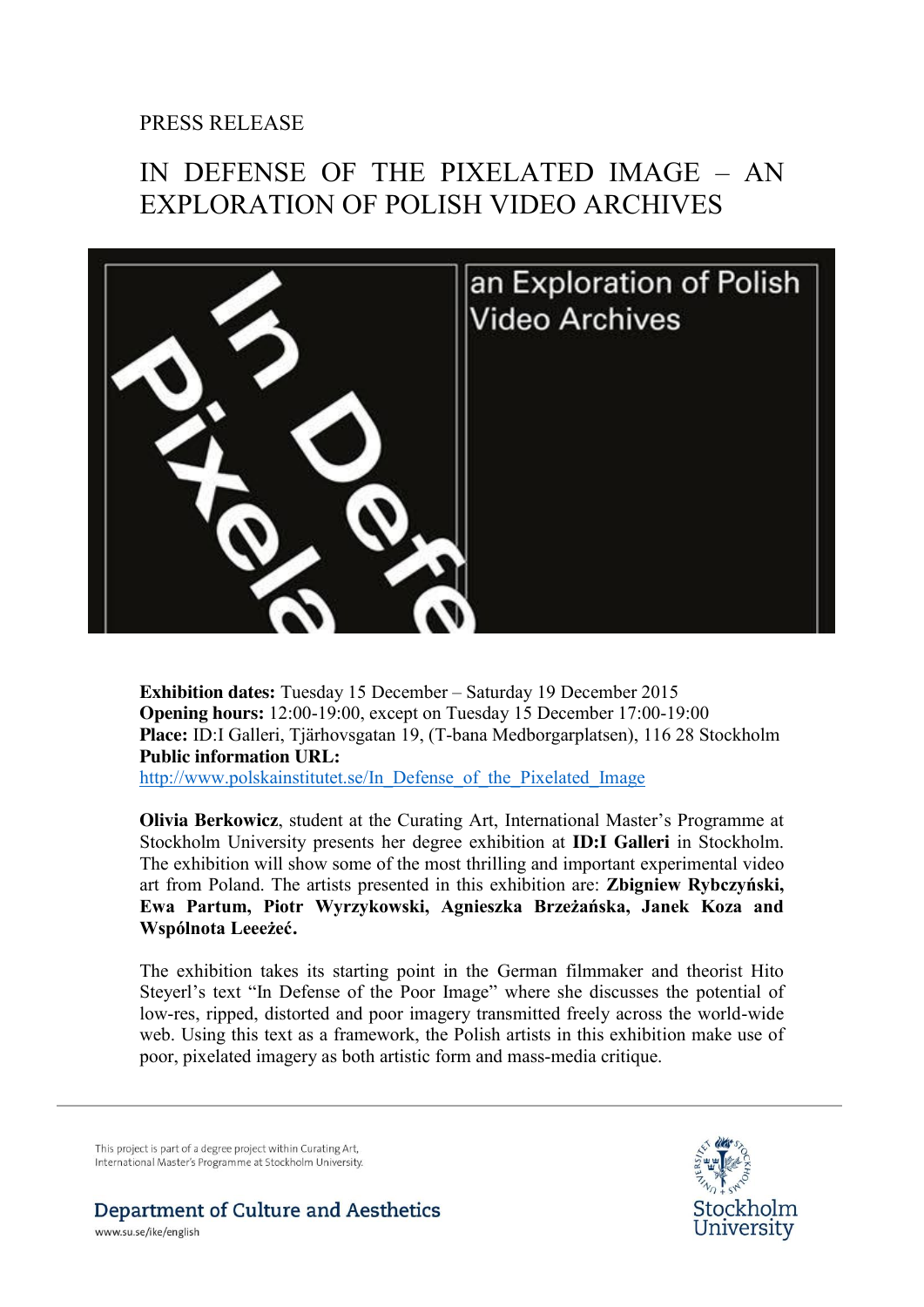PRESS RELEASE

# IN DEFENSE OF THE PIXELATED IMAGE – AN EXPLORATION OF POLISH VIDEO ARCHIVES

**Exhibition dates:** Tuesday 15 December – Saturday 19 December 2015
**Opening hours:** 12:00-19:00, except on Tuesday 15 December 17:00-19:00
**Place:** ID:I Galleri, Tjärhovsgatan 19, (T-bana Medborgarplatsen), 116 28 Stockholm
**Public information URL:**
http://www.polskainstitutet.se/In_Defense_of_the_Pixelated_Image

**Olivia Berkowicz**, student at the Curating Art, International Master's Programme at Stockholm University presents her degree exhibition at **ID:I Galleri** in Stockholm. The exhibition will show some of the most thrilling and important experimental video art from Poland. The artists presented in this exhibition are: **Zbigniew Rybczyński, Ewa Partum, Piotr Wyrzykowski, Agnieszka Brzeżańska, Janek Koza and Wspólnota Leeeżeć.**

The exhibition takes its starting point in the German filmmaker and theorist Hito Steyerl's text "In Defense of the Poor Image" where she discusses the potential of low-res, ripped, distorted and poor imagery transmitted freely across the world-wide web. Using this text as a framework, the Polish artists in this exhibition make use of poor, pixelated imagery as both artistic form and mass-media critique.

This project is part of a degree project within Curating Art, International Master's Programme at Stockholm University.

Department of Culture and Aesthetics
www.su.se/ike/english

Stockholm University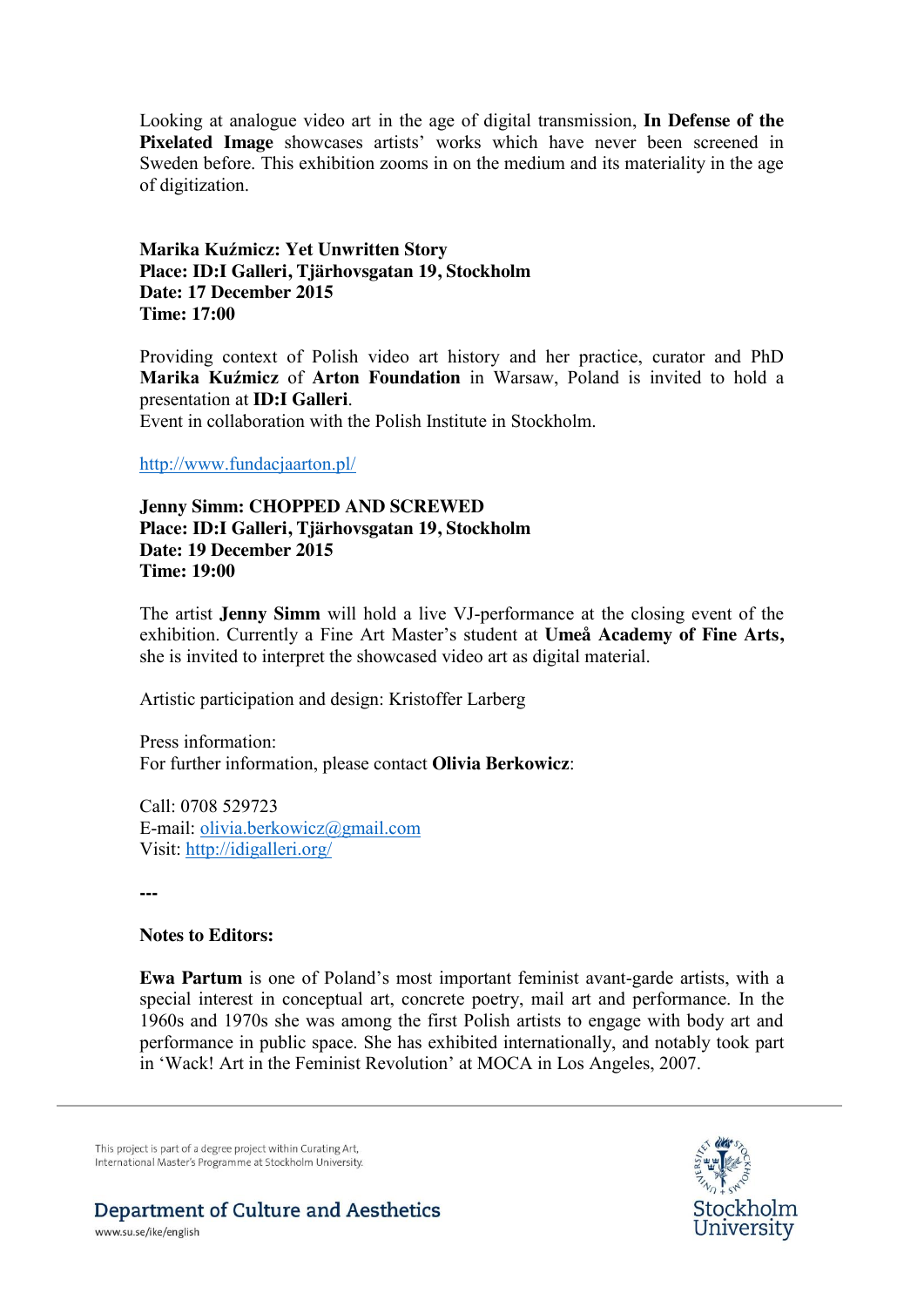Looking at analogue video art in the age of digital transmission, **In Defense of the Pixelated Image** showcases artists' works which have never been screened in Sweden before. This exhibition zooms in on the medium and its materiality in the age of digitization.

**Marika Kuźmicz: Yet Unwritten Story**
**Place: ID:I Galleri, Tjärhovsgatan 19, Stockholm**
**Date: 17 December 2015**
**Time: 17:00**

Providing context of Polish video art history and her practice, curator and PhD **Marika Kuźmicz** of **Arton Foundation** in Warsaw, Poland is invited to hold a presentation at **ID:I Galleri**.
Event in collaboration with the Polish Institute in Stockholm.

http://www.fundacjaarton.pl/

**Jenny Simm: CHOPPED AND SCREWED**
**Place: ID:I Galleri, Tjärhovsgatan 19, Stockholm**
**Date: 19 December 2015**
**Time: 19:00**

The artist **Jenny Simm** will hold a live VJ-performance at the closing event of the exhibition. Currently a Fine Art Master's student at **Umeå Academy of Fine Arts,** she is invited to interpret the showcased video art as digital material.

Artistic participation and design: Kristoffer Larberg

Press information:
For further information, please contact **Olivia Berkowicz**:

Call: 0708 529723
E-mail: olivia.berkowicz@gmail.com
Visit: http://idigalleri.org/

**---**

**Notes to Editors:**

**Ewa Partum** is one of Poland's most important feminist avant-garde artists, with a special interest in conceptual art, concrete poetry, mail art and performance. In the 1960s and 1970s she was among the first Polish artists to engage with body art and performance in public space. She has exhibited internationally, and notably took part in 'Wack! Art in the Feminist Revolution' at MOCA in Los Angeles, 2007.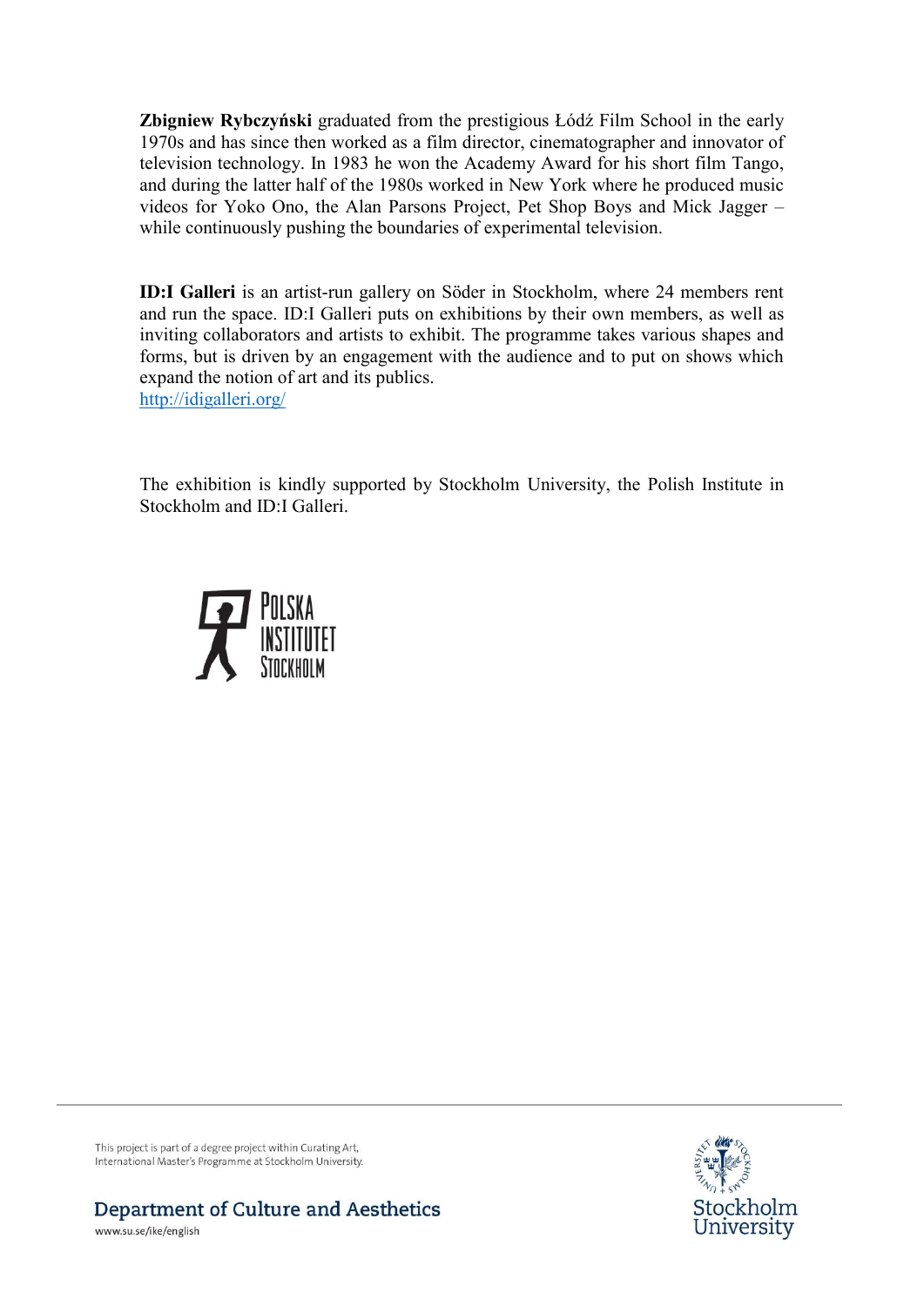**Zbigniew Rybczyński** graduated from the prestigious Łódź Film School in the early 1970s and has since then worked as a film director, cinematographer and innovator of television technology. In 1983 he won the Academy Award for his short film Tango, and during the latter half of the 1980s worked in New York where he produced music videos for Yoko Ono, the Alan Parsons Project, Pet Shop Boys and Mick Jagger – while continuously pushing the boundaries of experimental television.

**ID:I Galleri** is an artist-run gallery on Söder in Stockholm, where 24 members rent and run the space. ID:I Galleri puts on exhibitions by their own members, as well as inviting collaborators and artists to exhibit. The programme takes various shapes and forms, but is driven by an engagement with the audience and to put on shows which expand the notion of art and its publics.
http://idigalleri.org/

The exhibition is kindly supported by Stockholm University, the Polish Institute in Stockholm and ID:I Galleri.

POLSKA INSTITUTET STOCKHOLM

This project is part of a degree project within Curating Art, International Master's Programme at Stockholm University.

**Department of Culture and Aesthetics**
www.su.se/ike/english

Stockholm University